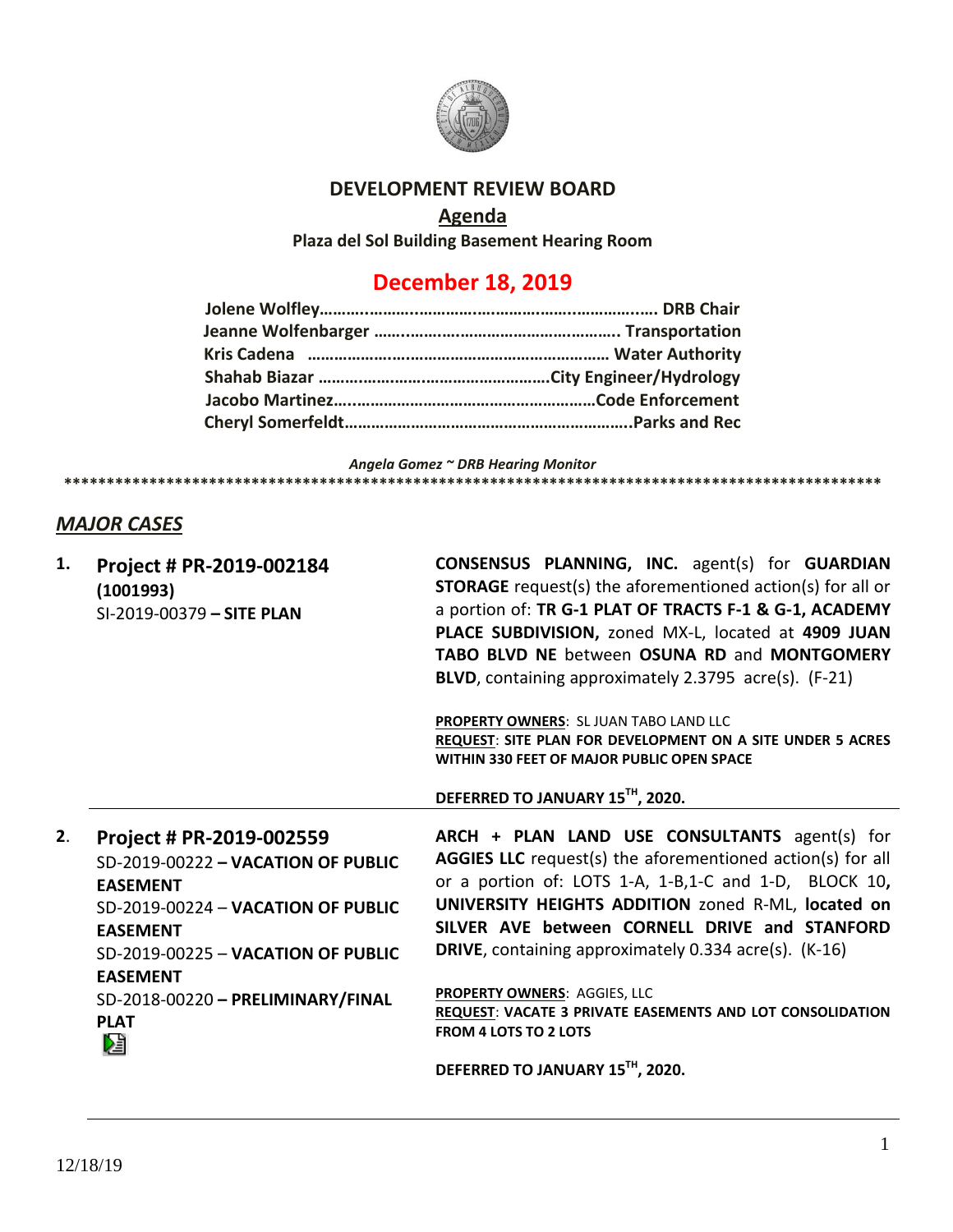# DEVELOPMENT REVIEW BOARD

## Agenda

**Plaza del Sol Building Basement Hearing Room**

## December 18, 2019

**Jolene Wolfley……………………………………………………………. DRB Chair**
**Jeanne Wolfenbarger ……………………………………………. Transportation**
**Kris Cadena ………………………………………………………… Water Authority**
**Shahab Biazar ……………………………………………City Engineer/Hydrology**
**Jacobo Martinez…………………………………………………Code Enforcement**
**Cheryl Somerfeldt……………………………………………………….Parks and Rec**

*Angela Gomez ~ DRB Hearing Monitor*

****************************************************************************************************

## *MAJOR CASES*

**1. Project # PR-2019-002184**
**(1001993)**
SI-2019-00379 **– SITE PLAN**

**CONSENSUS PLANNING, INC.** agent(s) for **GUARDIAN STORAGE** request(s) the aforementioned action(s) for all or a portion of: **TR G-1 PLAT OF TRACTS F-1 & G-1, ACADEMY PLACE SUBDIVISION,** zoned MX-L, located at **4909 JUAN TABO BLVD NE** between **OSUNA RD** and **MONTGOMERY BLVD**, containing approximately 2.3795 acre(s). (F-21)

**PROPERTY OWNERS**: SL JUAN TABO LAND LLC
**REQUEST**: **SITE PLAN FOR DEVELOPMENT ON A SITE UNDER 5 ACRES WITHIN 330 FEET OF MAJOR PUBLIC OPEN SPACE**

**DEFERRED TO JANUARY 15TH, 2020.**

---

**2. Project # PR-2019-002559**
SD-2019-00222 **– VACATION OF PUBLIC EASEMENT**
SD-2019-00224 – **VACATION OF PUBLIC EASEMENT**
SD-2019-00225 – **VACATION OF PUBLIC EASEMENT**
SD-2018-00220 **– PRELIMINARY/FINAL PLAT**

**ARCH + PLAN LAND USE CONSULTANTS** agent(s) for **AGGIES LLC** request(s) the aforementioned action(s) for all or a portion of: LOTS 1-A, 1-B,1-C and 1-D, BLOCK 10**, UNIVERSITY HEIGHTS ADDITION** zoned R-ML, **located on SILVER AVE between CORNELL DRIVE and STANFORD DRIVE**, containing approximately 0.334 acre(s). (K-16)

**PROPERTY OWNERS**: AGGIES, LLC
**REQUEST**: **VACATE 3 PRIVATE EASEMENTS AND LOT CONSOLIDATION FROM 4 LOTS TO 2 LOTS**

**DEFERRED TO JANUARY 15TH, 2020.**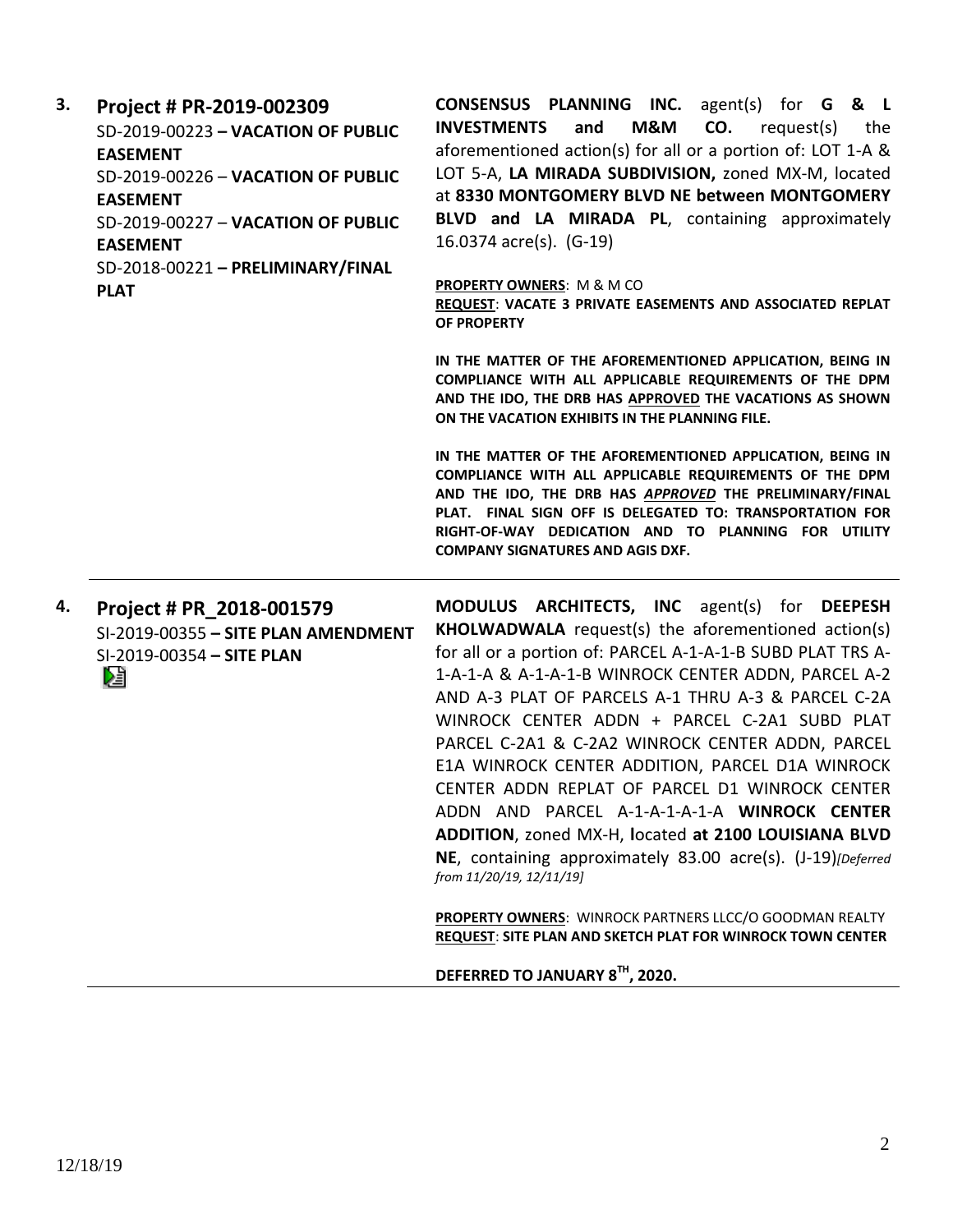**3. Project # PR-2019-002309**

SD-2019-00223 **– VACATION OF PUBLIC EASEMENT**
SD-2019-00226 – **VACATION OF PUBLIC EASEMENT**
SD-2019-00227 – **VACATION OF PUBLIC EASEMENT**
SD-2018-00221 **– PRELIMINARY/FINAL PLAT**

**CONSENSUS PLANNING INC.** agent(s) for **G & L INVESTMENTS and M&M CO.** request(s) the aforementioned action(s) for all or a portion of: LOT 1-A & LOT 5-A, **LA MIRADA SUBDIVISION,** zoned MX-M, located at **8330 MONTGOMERY BLVD NE between MONTGOMERY BLVD and LA MIRADA PL**, containing approximately 16.0374 acre(s). (G-19)

**PROPERTY OWNERS**: M & M CO
**REQUEST**: **VACATE 3 PRIVATE EASEMENTS AND ASSOCIATED REPLAT OF PROPERTY**

**IN THE MATTER OF THE AFOREMENTIONED APPLICATION, BEING IN COMPLIANCE WITH ALL APPLICABLE REQUIREMENTS OF THE DPM AND THE IDO, THE DRB HAS APPROVED THE VACATIONS AS SHOWN ON THE VACATION EXHIBITS IN THE PLANNING FILE.**

**IN THE MATTER OF THE AFOREMENTIONED APPLICATION, BEING IN COMPLIANCE WITH ALL APPLICABLE REQUIREMENTS OF THE DPM AND THE IDO, THE DRB HAS *APPROVED* THE PRELIMINARY/FINAL PLAT. FINAL SIGN OFF IS DELEGATED TO: TRANSPORTATION FOR RIGHT-OF-WAY DEDICATION AND TO PLANNING FOR UTILITY COMPANY SIGNATURES AND AGIS DXF.**

---

**4. Project # PR_2018-001579**

SI-2019-00355 **– SITE PLAN AMENDMENT**
SI-2019-00354 **– SITE PLAN**

**MODULUS ARCHITECTS, INC** agent(s) for **DEEPESH KHOLWADWALA** request(s) the aforementioned action(s) for all or a portion of: PARCEL A-1-A-1-B SUBD PLAT TRS A-1-A-1-A & A-1-A-1-B WINROCK CENTER ADDN, PARCEL A-2 AND A-3 PLAT OF PARCELS A-1 THRU A-3 & PARCEL C-2A WINROCK CENTER ADDN + PARCEL C-2A1 SUBD PLAT PARCEL C-2A1 & C-2A2 WINROCK CENTER ADDN, PARCEL E1A WINROCK CENTER ADDITION, PARCEL D1A WINROCK CENTER ADDN REPLAT OF PARCEL D1 WINROCK CENTER ADDN AND PARCEL A-1-A-1-A-1-A **WINROCK CENTER ADDITION**, zoned MX-H, located **at 2100 LOUISIANA BLVD NE**, containing approximately 83.00 acre(s). (J-19)*[Deferred from 11/20/19, 12/11/19]*

**PROPERTY OWNERS**: WINROCK PARTNERS LLCC/O GOODMAN REALTY
**REQUEST**: **SITE PLAN AND SKETCH PLAT FOR WINROCK TOWN CENTER**

**DEFERRED TO JANUARY 8TH, 2020.**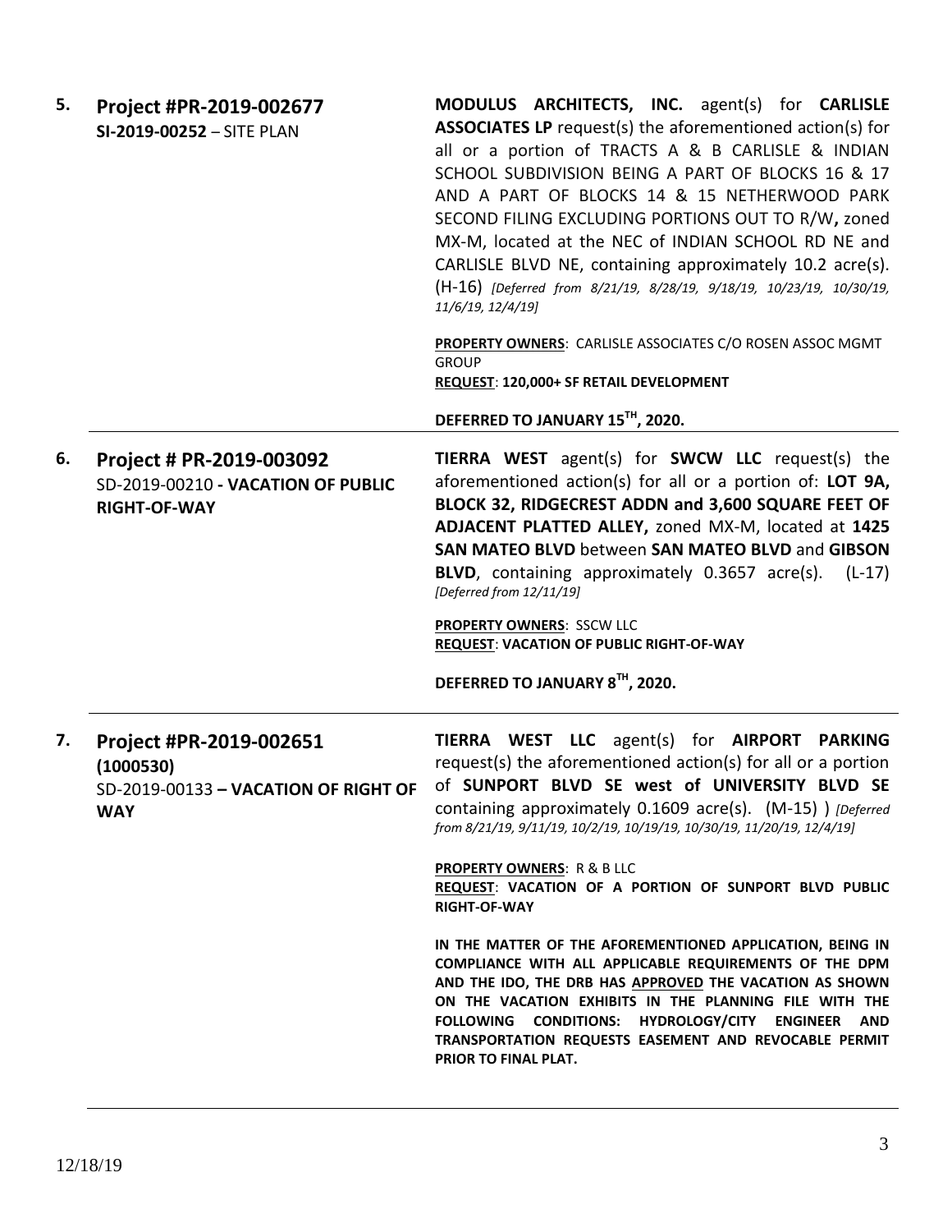**5. Project #PR-2019-002677**
**SI-2019-00252** – SITE PLAN

**MODULUS ARCHITECTS, INC.** agent(s) for **CARLISLE ASSOCIATES LP** request(s) the aforementioned action(s) for all or a portion of TRACTS A & B CARLISLE & INDIAN SCHOOL SUBDIVISION BEING A PART OF BLOCKS 16 & 17 AND A PART OF BLOCKS 14 & 15 NETHERWOOD PARK SECOND FILING EXCLUDING PORTIONS OUT TO R/W**,** zoned MX-M, located at the NEC of INDIAN SCHOOL RD NE and CARLISLE BLVD NE, containing approximately 10.2 acre(s). (H-16) *[Deferred from 8/21/19, 8/28/19, 9/18/19, 10/23/19, 10/30/19, 11/6/19, 12/4/19]*

**PROPERTY OWNERS**: CARLISLE ASSOCIATES C/O ROSEN ASSOC MGMT GROUP
**REQUEST**: **120,000+ SF RETAIL DEVELOPMENT**

**DEFERRED TO JANUARY 15TH, 2020.**

---

**6. Project # PR-2019-003092**
SD-2019-00210 **- VACATION OF PUBLIC RIGHT-OF-WAY**

**TIERRA WEST** agent(s) for **SWCW LLC** request(s) the aforementioned action(s) for all or a portion of: **LOT 9A, BLOCK 32, RIDGECREST ADDN and 3,600 SQUARE FEET OF ADJACENT PLATTED ALLEY,** zoned MX-M, located at **1425 SAN MATEO BLVD** between **SAN MATEO BLVD** and **GIBSON BLVD**, containing approximately 0.3657 acre(s). (L-17) *[Deferred from 12/11/19]*

**PROPERTY OWNERS**: SSCW LLC
**REQUEST**: **VACATION OF PUBLIC RIGHT-OF-WAY**

**DEFERRED TO JANUARY 8TH, 2020.**

---

**7. Project #PR-2019-002651 (1000530)**
SD-2019-00133 **– VACATION OF RIGHT OF WAY**

**TIERRA WEST LLC** agent(s) for **AIRPORT PARKING** request(s) the aforementioned action(s) for all or a portion of **SUNPORT BLVD SE west of UNIVERSITY BLVD SE** containing approximately 0.1609 acre(s). (M-15) ) *[Deferred from 8/21/19, 9/11/19, 10/2/19, 10/19/19, 10/30/19, 11/20/19, 12/4/19]*

**PROPERTY OWNERS**: R & B LLC
**REQUEST**: **VACATION OF A PORTION OF SUNPORT BLVD PUBLIC RIGHT-OF-WAY**

**IN THE MATTER OF THE AFOREMENTIONED APPLICATION, BEING IN COMPLIANCE WITH ALL APPLICABLE REQUIREMENTS OF THE DPM AND THE IDO, THE DRB HAS APPROVED THE VACATION AS SHOWN ON THE VACATION EXHIBITS IN THE PLANNING FILE WITH THE FOLLOWING CONDITIONS: HYDROLOGY/CITY ENGINEER AND TRANSPORTATION REQUESTS EASEMENT AND REVOCABLE PERMIT PRIOR TO FINAL PLAT.**

---

12/18/19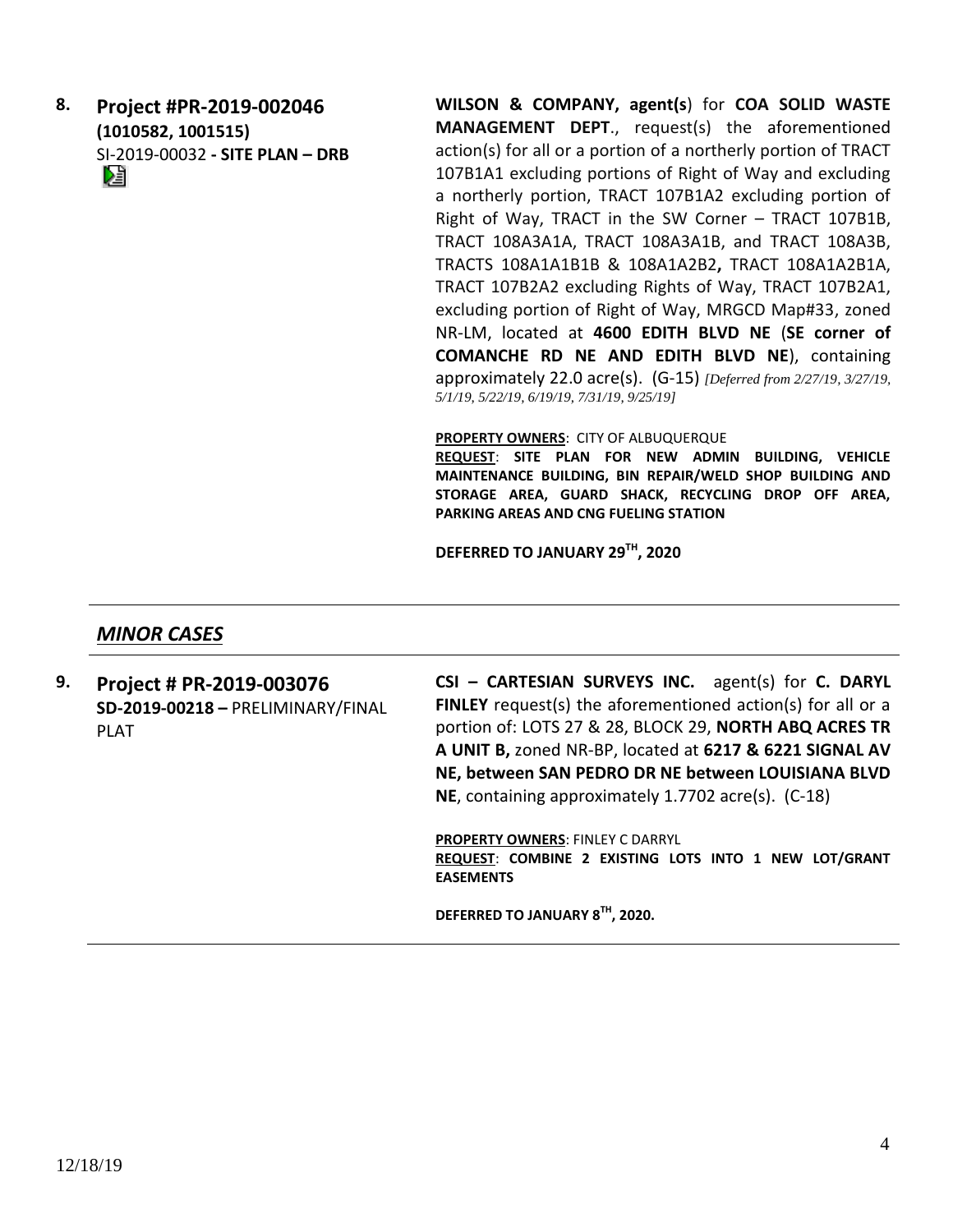**8. Project #PR-2019-002046**
**(1010582, 1001515)**
SI-2019-00032 **- SITE PLAN – DRB**

**WILSON & COMPANY, agent(s**) for **COA SOLID WASTE MANAGEMENT DEPT**., request(s) the aforementioned action(s) for all or a portion of a northerly portion of TRACT 107B1A1 excluding portions of Right of Way and excluding a northerly portion, TRACT 107B1A2 excluding portion of Right of Way, TRACT in the SW Corner – TRACT 107B1B, TRACT 108A3A1A, TRACT 108A3A1B, and TRACT 108A3B, TRACTS 108A1A1B1B & 108A1A2B2**,** TRACT 108A1A2B1A, TRACT 107B2A2 excluding Rights of Way, TRACT 107B2A1, excluding portion of Right of Way, MRGCD Map#33, zoned NR-LM, located at **4600 EDITH BLVD NE** (**SE corner of COMANCHE RD NE AND EDITH BLVD NE**), containing approximately 22.0 acre(s). (G-15) *[Deferred from 2/27/19, 3/27/19, 5/1/19, 5/22/19, 6/19/19, 7/31/19, 9/25/19]*

**PROPERTY OWNERS**: CITY OF ALBUQUERQUE
**REQUEST**: **SITE PLAN FOR NEW ADMIN BUILDING, VEHICLE MAINTENANCE BUILDING, BIN REPAIR/WELD SHOP BUILDING AND STORAGE AREA, GUARD SHACK, RECYCLING DROP OFF AREA, PARKING AREAS AND CNG FUELING STATION**

**DEFERRED TO JANUARY 29TH, 2020**

---

## *MINOR CASES*

---

**9. Project # PR-2019-003076**
**SD-2019-00218 –** PRELIMINARY/FINAL PLAT

**CSI – CARTESIAN SURVEYS INC.** agent(s) for **C. DARYL FINLEY** request(s) the aforementioned action(s) for all or a portion of: LOTS 27 & 28, BLOCK 29, **NORTH ABQ ACRES TR A UNIT B,** zoned NR-BP, located at **6217 & 6221 SIGNAL AV NE, between SAN PEDRO DR NE between LOUISIANA BLVD NE**, containing approximately 1.7702 acre(s). (C-18)

**PROPERTY OWNERS**: FINLEY C DARRYL
**REQUEST**: **COMBINE 2 EXISTING LOTS INTO 1 NEW LOT/GRANT EASEMENTS**

**DEFERRED TO JANUARY 8TH, 2020.**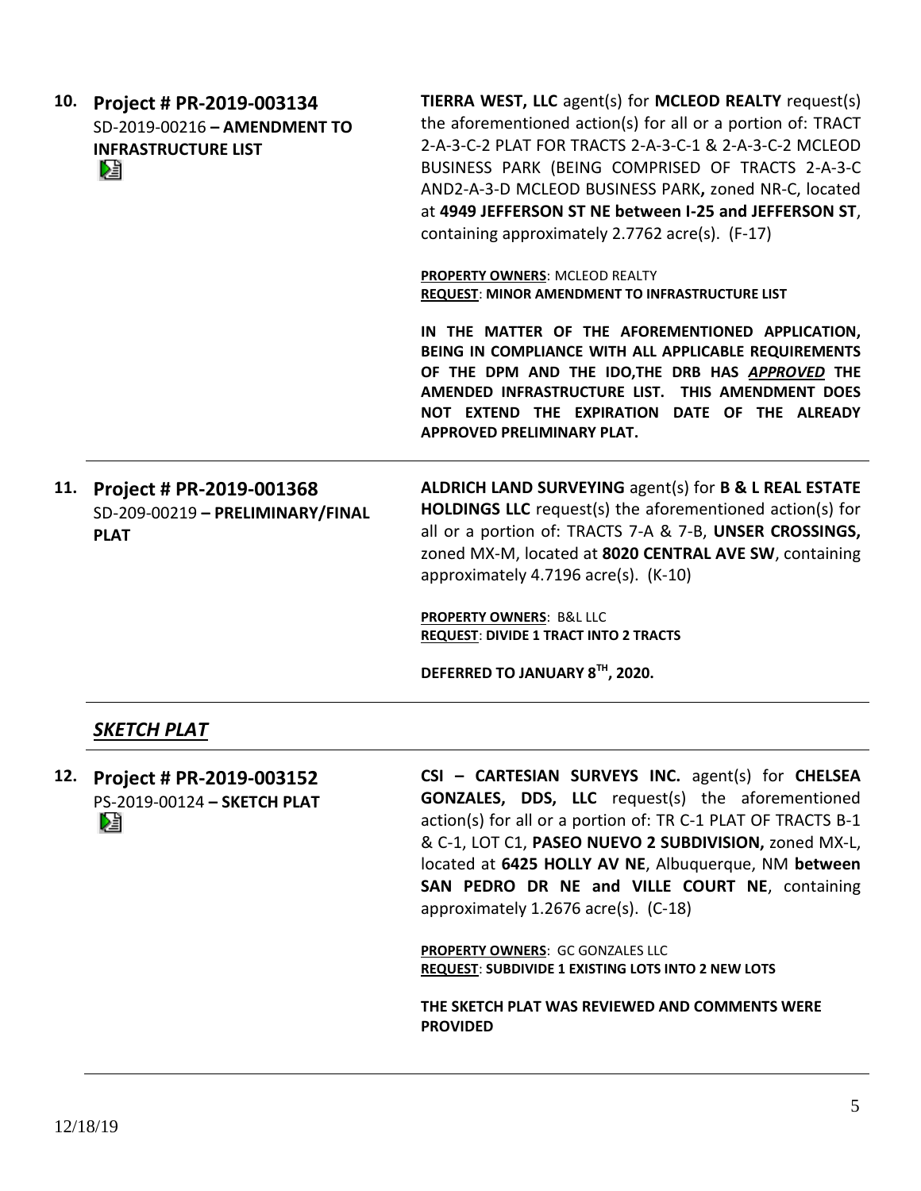**10. Project # PR-2019-003134**
SD-2019-00216 **– AMENDMENT TO INFRASTRUCTURE LIST**

**TIERRA WEST, LLC** agent(s) for **MCLEOD REALTY** request(s) the aforementioned action(s) for all or a portion of: TRACT 2-A-3-C-2 PLAT FOR TRACTS 2-A-3-C-1 & 2-A-3-C-2 MCLEOD BUSINESS PARK (BEING COMPRISED OF TRACTS 2-A-3-C AND2-A-3-D MCLEOD BUSINESS PARK**,** zoned NR-C, located at **4949 JEFFERSON ST NE between I-25 and JEFFERSON ST**, containing approximately 2.7762 acre(s). (F-17)

**PROPERTY OWNERS**: MCLEOD REALTY
**REQUEST**: **MINOR AMENDMENT TO INFRASTRUCTURE LIST**

**IN THE MATTER OF THE AFOREMENTIONED APPLICATION, BEING IN COMPLIANCE WITH ALL APPLICABLE REQUIREMENTS OF THE DPM AND THE IDO,THE DRB HAS *APPROVED* THE AMENDED INFRASTRUCTURE LIST. THIS AMENDMENT DOES NOT EXTEND THE EXPIRATION DATE OF THE ALREADY APPROVED PRELIMINARY PLAT.**

---

**11. Project # PR-2019-001368**
SD-209-00219 **– PRELIMINARY/FINAL PLAT**

**ALDRICH LAND SURVEYING** agent(s) for **B & L REAL ESTATE HOLDINGS LLC** request(s) the aforementioned action(s) for all or a portion of: TRACTS 7-A & 7-B, **UNSER CROSSINGS,** zoned MX-M, located at **8020 CENTRAL AVE SW**, containing approximately 4.7196 acre(s). (K-10)

**PROPERTY OWNERS**: B&L LLC
**REQUEST**: **DIVIDE 1 TRACT INTO 2 TRACTS**

**DEFERRED TO JANUARY 8TH, 2020.**

---

## *SKETCH PLAT*

---

**12. Project # PR-2019-003152**
PS-2019-00124 **– SKETCH PLAT**

**CSI – CARTESIAN SURVEYS INC.** agent(s) for **CHELSEA GONZALES, DDS, LLC** request(s) the aforementioned action(s) for all or a portion of: TR C-1 PLAT OF TRACTS B-1 & C-1, LOT C1, **PASEO NUEVO 2 SUBDIVISION,** zoned MX-L, located at **6425 HOLLY AV NE**, Albuquerque, NM **between SAN PEDRO DR NE and VILLE COURT NE**, containing approximately 1.2676 acre(s). (C-18)

**PROPERTY OWNERS**: GC GONZALES LLC
**REQUEST**: **SUBDIVIDE 1 EXISTING LOTS INTO 2 NEW LOTS**

**THE SKETCH PLAT WAS REVIEWED AND COMMENTS WERE PROVIDED**

---

12/18/19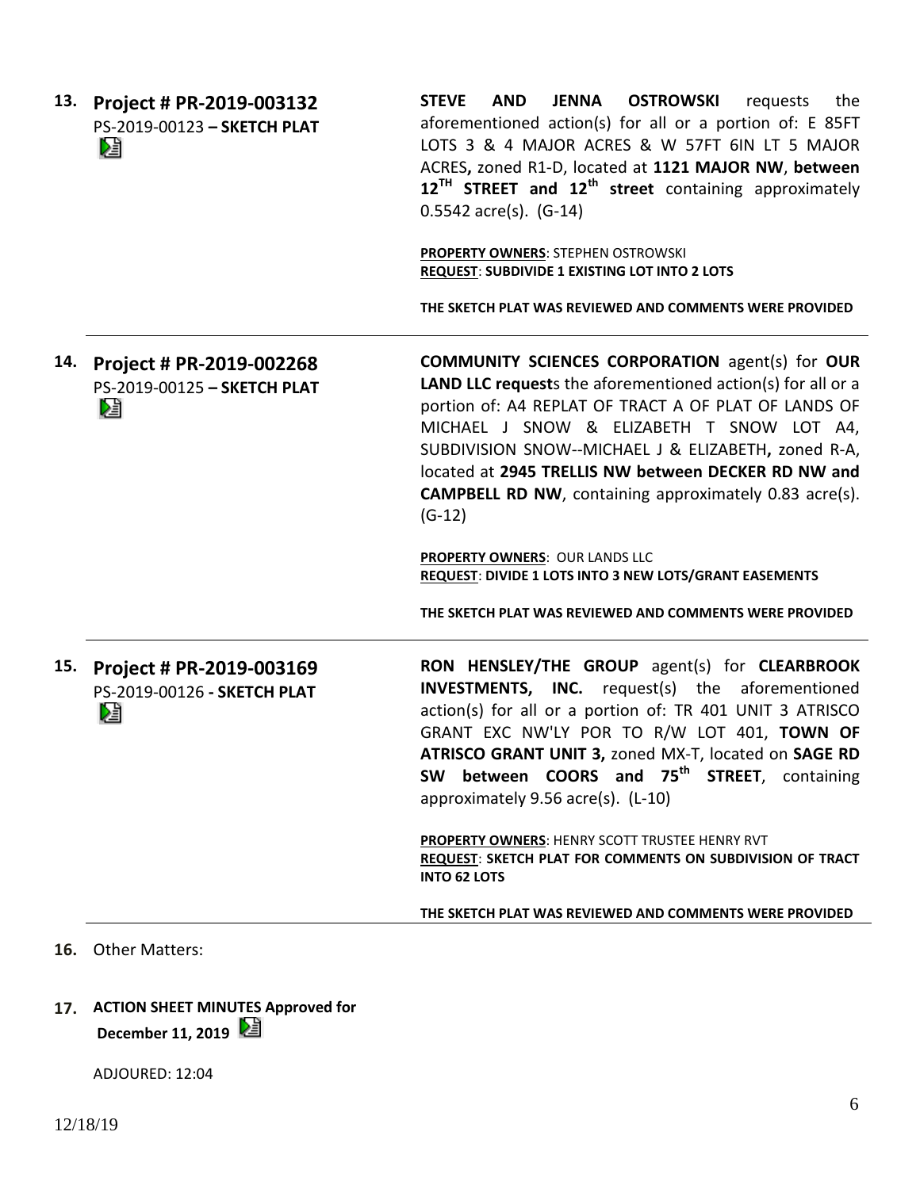**13. Project # PR-2019-003132**
PS-2019-00123 **– SKETCH PLAT**

**STEVE AND JENNA OSTROWSKI** requests the aforementioned action(s) for all or a portion of: E 85FT LOTS 3 & 4 MAJOR ACRES & W 57FT 6IN LT 5 MAJOR ACRES**,** zoned R1-D, located at **1121 MAJOR NW**, **between 12^TH STREET and 12^th street** containing approximately 0.5542 acre(s). (G-14)

**PROPERTY OWNERS**: STEPHEN OSTROWSKI
**REQUEST**: **SUBDIVIDE 1 EXISTING LOT INTO 2 LOTS**

**THE SKETCH PLAT WAS REVIEWED AND COMMENTS WERE PROVIDED**

---

**14. Project # PR-2019-002268**
PS-2019-00125 **– SKETCH PLAT**

**COMMUNITY SCIENCES CORPORATION** agent(s) for **OUR LAND LLC request**s the aforementioned action(s) for all or a portion of: A4 REPLAT OF TRACT A OF PLAT OF LANDS OF MICHAEL J SNOW & ELIZABETH T SNOW LOT A4, SUBDIVISION SNOW--MICHAEL J & ELIZABETH**,** zoned R-A, located at **2945 TRELLIS NW between DECKER RD NW and CAMPBELL RD NW**, containing approximately 0.83 acre(s). (G-12)

**PROPERTY OWNERS**: OUR LANDS LLC
**REQUEST**: **DIVIDE 1 LOTS INTO 3 NEW LOTS/GRANT EASEMENTS**

**THE SKETCH PLAT WAS REVIEWED AND COMMENTS WERE PROVIDED**

---

**15. Project # PR-2019-003169**
PS-2019-00126 **- SKETCH PLAT**

**RON HENSLEY/THE GROUP** agent(s) for **CLEARBROOK INVESTMENTS, INC.** request(s) the aforementioned action(s) for all or a portion of: TR 401 UNIT 3 ATRISCO GRANT EXC NW'LY POR TO R/W LOT 401, **TOWN OF ATRISCO GRANT UNIT 3,** zoned MX-T, located on **SAGE RD SW between COORS and 75^th STREET**, containing approximately 9.56 acre(s). (L-10)

**PROPERTY OWNERS**: HENRY SCOTT TRUSTEE HENRY RVT
**REQUEST**: **SKETCH PLAT FOR COMMENTS ON SUBDIVISION OF TRACT INTO 62 LOTS**

**THE SKETCH PLAT WAS REVIEWED AND COMMENTS WERE PROVIDED**

---

**16.** Other Matters:

**17. ACTION SHEET MINUTES Approved for December 11, 2019**

ADJOURED: 12:04

12/18/19